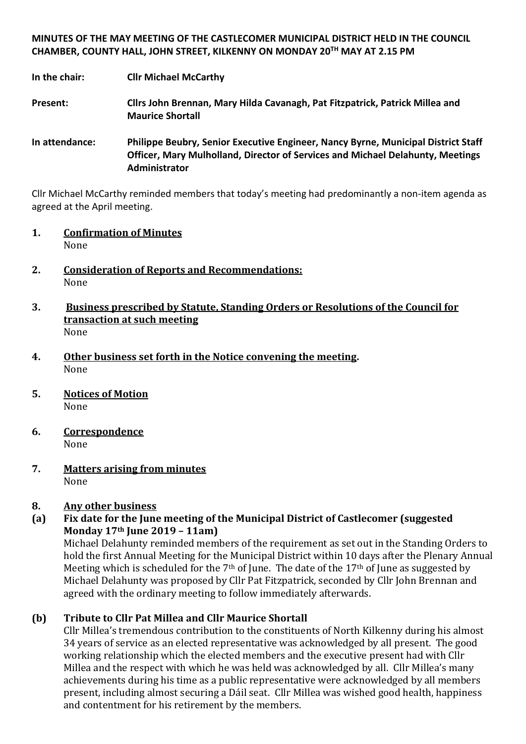**MINUTES OF THE MAY MEETING OF THE CASTLECOMER MUNICIPAL DISTRICT HELD IN THE COUNCIL CHAMBER, COUNTY HALL, JOHN STREET, KILKENNY ON MONDAY 20TH MAY AT 2.15 PM**

**In the chair:** **Cllr Michael McCarthy**

**Present:** **Cllrs John Brennan, Mary Hilda Cavanagh, Pat Fitzpatrick, Patrick Millea and Maurice Shortall**

**In attendance:** **Philippe Beubry, Senior Executive Engineer, Nancy Byrne, Municipal District Staff Officer, Mary Mulholland, Director of Services and Michael Delahunty, Meetings Administrator**

Cllr Michael McCarthy reminded members that today's meeting had predominantly a non-item agenda as agreed at the April meeting.

**1. Confirmation of Minutes**
None

**2. Consideration of Reports and Recommendations:**
None

**3. Business prescribed by Statute, Standing Orders or Resolutions of the Council for transaction at such meeting**
None

**4. Other business set forth in the Notice convening the meeting.**
None

**5. Notices of Motion**
None

**6. Correspondence**
None

**7. Matters arising from minutes**
None

**8. Any other business**

**(a) Fix date for the June meeting of the Municipal District of Castlecomer (suggested Monday 17th June 2019 – 11am)**

Michael Delahunty reminded members of the requirement as set out in the Standing Orders to hold the first Annual Meeting for the Municipal District within 10 days after the Plenary Annual Meeting which is scheduled for the 7th of June. The date of the 17th of June as suggested by Michael Delahunty was proposed by Cllr Pat Fitzpatrick, seconded by Cllr John Brennan and agreed with the ordinary meeting to follow immediately afterwards.

**(b) Tribute to Cllr Pat Millea and Cllr Maurice Shortall**

Cllr Millea's tremendous contribution to the constituents of North Kilkenny during his almost 34 years of service as an elected representative was acknowledged by all present. The good working relationship which the elected members and the executive present had with Cllr Millea and the respect with which he was held was acknowledged by all. Cllr Millea's many achievements during his time as a public representative were acknowledged by all members present, including almost securing a Dáil seat. Cllr Millea was wished good health, happiness and contentment for his retirement by the members.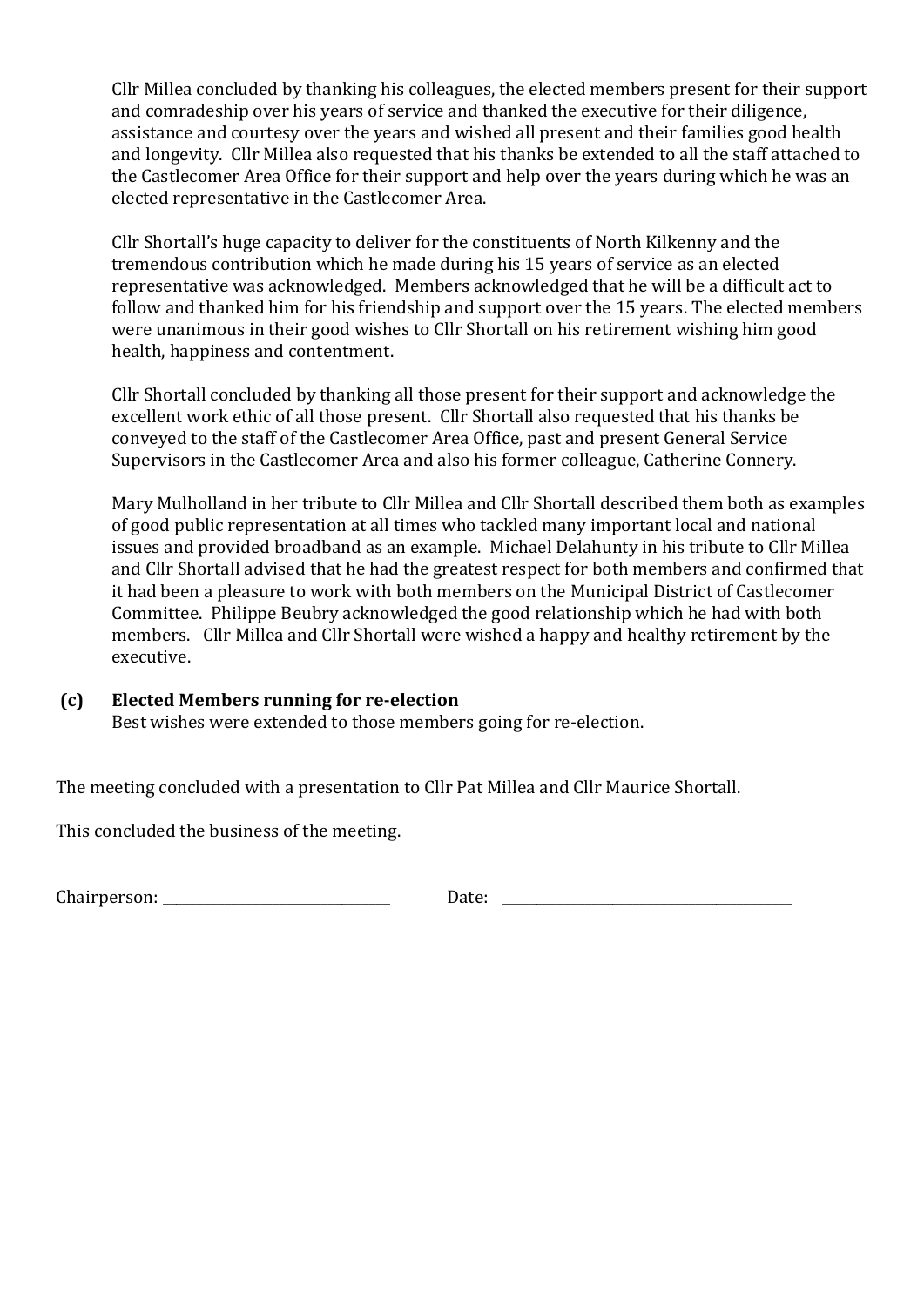Cllr Millea concluded by thanking his colleagues, the elected members present for their support and comradeship over his years of service and thanked the executive for their diligence, assistance and courtesy over the years and wished all present and their families good health and longevity. Cllr Millea also requested that his thanks be extended to all the staff attached to the Castlecomer Area Office for their support and help over the years during which he was an elected representative in the Castlecomer Area.

Cllr Shortall's huge capacity to deliver for the constituents of North Kilkenny and the tremendous contribution which he made during his 15 years of service as an elected representative was acknowledged. Members acknowledged that he will be a difficult act to follow and thanked him for his friendship and support over the 15 years. The elected members were unanimous in their good wishes to Cllr Shortall on his retirement wishing him good health, happiness and contentment.

Cllr Shortall concluded by thanking all those present for their support and acknowledge the excellent work ethic of all those present. Cllr Shortall also requested that his thanks be conveyed to the staff of the Castlecomer Area Office, past and present General Service Supervisors in the Castlecomer Area and also his former colleague, Catherine Connery.

Mary Mulholland in her tribute to Cllr Millea and Cllr Shortall described them both as examples of good public representation at all times who tackled many important local and national issues and provided broadband as an example. Michael Delahunty in his tribute to Cllr Millea and Cllr Shortall advised that he had the greatest respect for both members and confirmed that it had been a pleasure to work with both members on the Municipal District of Castlecomer Committee. Philippe Beubry acknowledged the good relationship which he had with both members. Cllr Millea and Cllr Shortall were wished a happy and healthy retirement by the executive.

**(c) Elected Members running for re-election**

Best wishes were extended to those members going for re-election.

The meeting concluded with a presentation to Cllr Pat Millea and Cllr Maurice Shortall.

This concluded the business of the meeting.

Chairperson: ______________________________ Date: ______________________________________